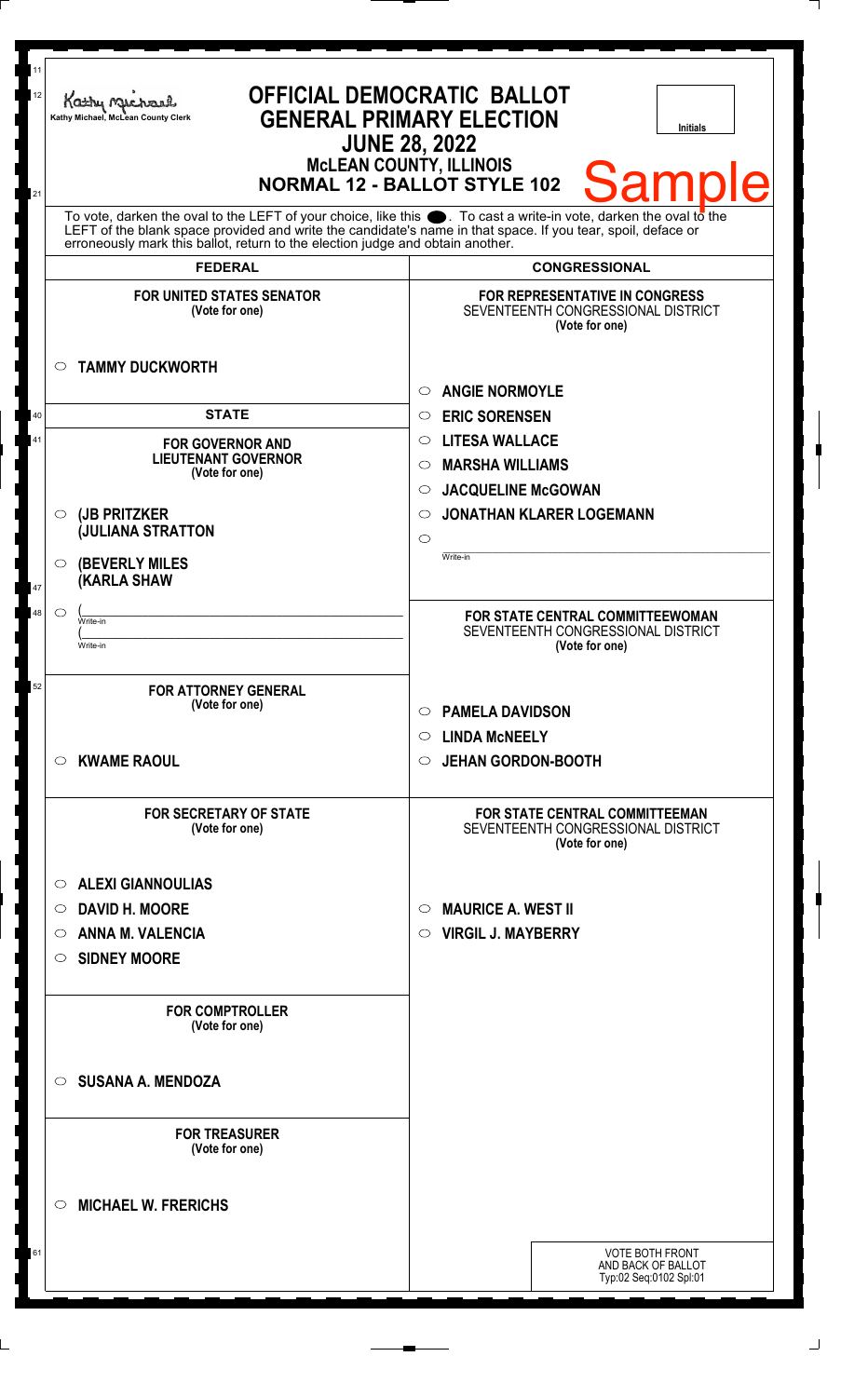Kathy Michael, McLean County Clerk

# OFFICIAL DEMOCRATIC BALLOT
# GENERAL PRIMARY ELECTION
## JUNE 28, 2022
## McLEAN COUNTY, ILLINOIS
## NORMAL 12 - BALLOT STYLE 102

Initials

Sample

To vote, darken the oval to the LEFT of your choice, like this ●. To cast a write-in vote, darken the oval to the LEFT of the blank space provided and write the candidate's name in that space. If you tear, spoil, deface or erroneously mark this ballot, return to the election judge and obtain another.

## FEDERAL

### FOR UNITED STATES SENATOR
(Vote for one)

○ **TAMMY DUCKWORTH**

## STATE

### FOR GOVERNOR AND LIEUTENANT GOVERNOR
(Vote for one)

○ **(JB PRITZKER**
**(JULIANA STRATTON**

○ **(BEVERLY MILES**
**(KARLA SHAW**

○ (______________ Write-in
(______________ Write-in

### FOR ATTORNEY GENERAL
(Vote for one)

○ **KWAME RAOUL**

### FOR SECRETARY OF STATE
(Vote for one)

○ **ALEXI GIANNOULIAS**
○ **DAVID H. MOORE**
○ **ANNA M. VALENCIA**
○ **SIDNEY MOORE**

### FOR COMPTROLLER
(Vote for one)

○ **SUSANA A. MENDOZA**

### FOR TREASURER
(Vote for one)

○ **MICHAEL W. FRERICHS**

## CONGRESSIONAL

### FOR REPRESENTATIVE IN CONGRESS
SEVENTEENTH CONGRESSIONAL DISTRICT
(Vote for one)

○ **ANGIE NORMOYLE**
○ **ERIC SORENSEN**
○ **LITESA WALLACE**
○ **MARSHA WILLIAMS**
○ **JACQUELINE McGOWAN**
○ **JONATHAN KLARER LOGEMANN**
○ ______________ Write-in

### FOR STATE CENTRAL COMMITTEEWOMAN
SEVENTEENTH CONGRESSIONAL DISTRICT
(Vote for one)

○ **PAMELA DAVIDSON**
○ **LINDA McNEELY**
○ **JEHAN GORDON-BOOTH**

### FOR STATE CENTRAL COMMITTEEMAN
SEVENTEENTH CONGRESSIONAL DISTRICT
(Vote for one)

○ **MAURICE A. WEST II**
○ **VIRGIL J. MAYBERRY**

VOTE BOTH FRONT AND BACK OF BALLOT
Typ:02 Seq:0102 Spl:01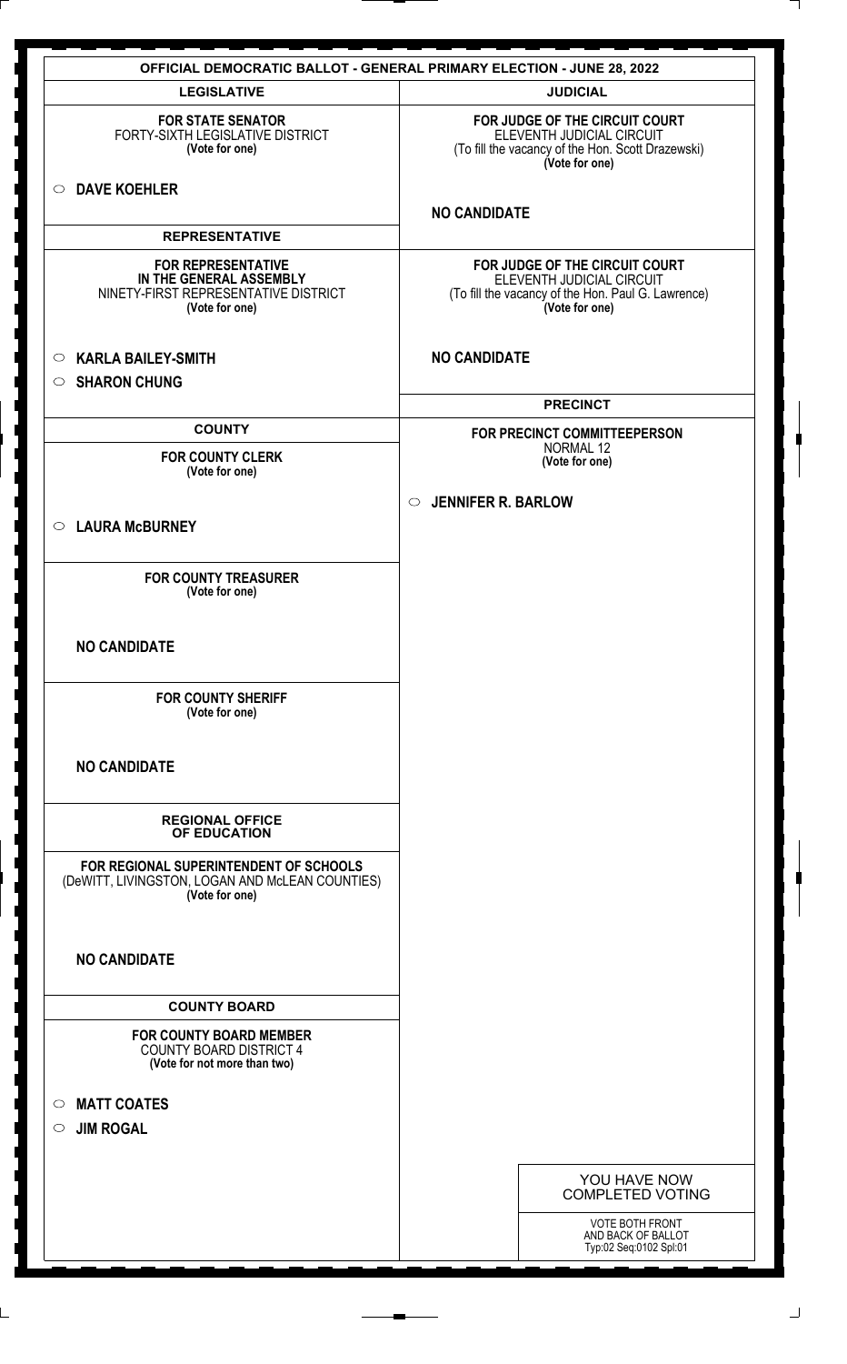# OFFICIAL DEMOCRATIC BALLOT - GENERAL PRIMARY ELECTION - JUNE 28, 2022

## LEGISLATIVE

**FOR STATE SENATOR**
FORTY-SIXTH LEGISLATIVE DISTRICT
**(Vote for one)**

○ **DAVE KOEHLER**

## REPRESENTATIVE

**FOR REPRESENTATIVE IN THE GENERAL ASSEMBLY**
NINETY-FIRST REPRESENTATIVE DISTRICT
**(Vote for one)**

○ **KARLA BAILEY-SMITH**
○ **SHARON CHUNG**

## COUNTY

**FOR COUNTY CLERK**
**(Vote for one)**

○ **LAURA McBURNEY**

**FOR COUNTY TREASURER**
**(Vote for one)**

**NO CANDIDATE**

**FOR COUNTY SHERIFF**
**(Vote for one)**

**NO CANDIDATE**

## REGIONAL OFFICE OF EDUCATION

**FOR REGIONAL SUPERINTENDENT OF SCHOOLS**
(DeWITT, LIVINGSTON, LOGAN AND McLEAN COUNTIES)
**(Vote for one)**

**NO CANDIDATE**

## COUNTY BOARD

**FOR COUNTY BOARD MEMBER**
COUNTY BOARD DISTRICT 4
**(Vote for not more than two)**

○ **MATT COATES**
○ **JIM ROGAL**

## JUDICIAL

**FOR JUDGE OF THE CIRCUIT COURT**
ELEVENTH JUDICIAL CIRCUIT
(To fill the vacancy of the Hon. Scott Drazewski)
**(Vote for one)**

**NO CANDIDATE**

**FOR JUDGE OF THE CIRCUIT COURT**
ELEVENTH JUDICIAL CIRCUIT
(To fill the vacancy of the Hon. Paul G. Lawrence)
**(Vote for one)**

**NO CANDIDATE**

## PRECINCT

**FOR PRECINCT COMMITTEEPERSON**
NORMAL 12
**(Vote for one)**

○ **JENNIFER R. BARLOW**

YOU HAVE NOW COMPLETED VOTING

VOTE BOTH FRONT AND BACK OF BALLOT
Typ:02 Seq:0102 Spl:01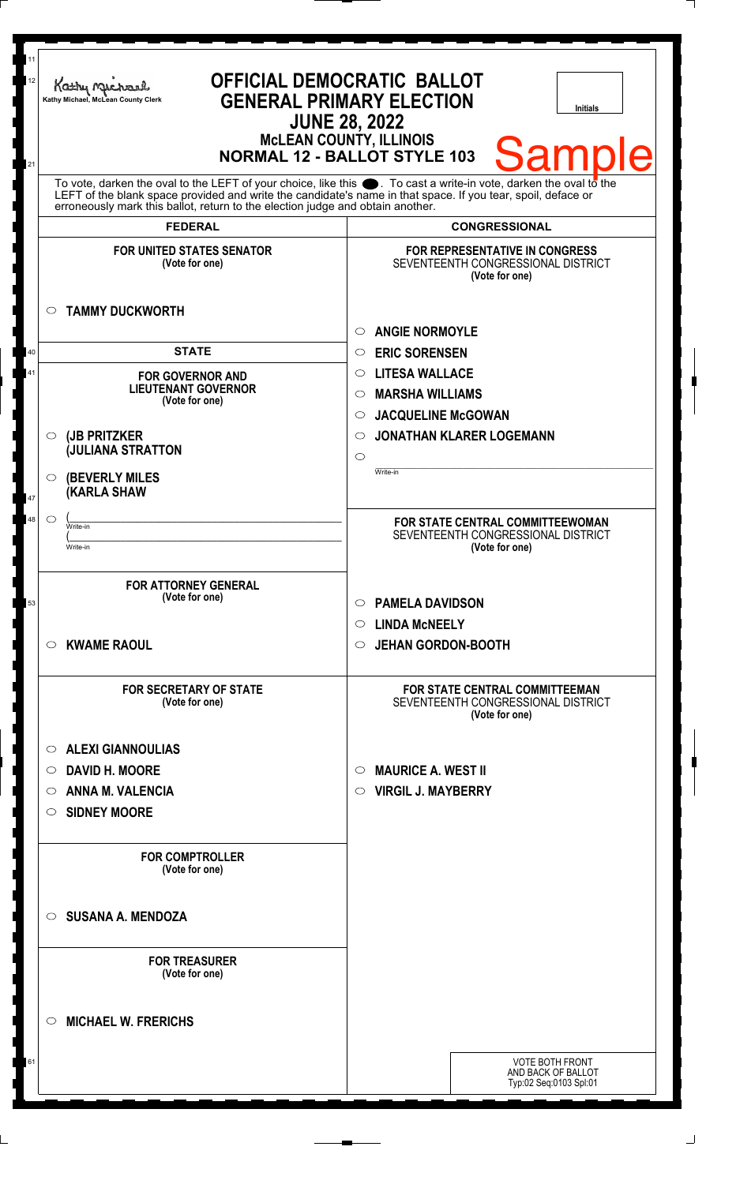Kathy Michael, McLean County Clerk

# OFFICIAL DEMOCRATIC BALLOT
## GENERAL PRIMARY ELECTION
## JUNE 28, 2022
### McLEAN COUNTY, ILLINOIS
### NORMAL 12 - BALLOT STYLE 103

Initials

Sample

To vote, darken the oval to the LEFT of your choice, like this ●. To cast a write-in vote, darken the oval to the LEFT of the blank space provided and write the candidate's name in that space. If you tear, spoil, deface or erroneously mark this ballot, return to the election judge and obtain another.

## FEDERAL

**FOR UNITED STATES SENATOR**
(Vote for one)

- ○ **TAMMY DUCKWORTH**

## STATE

**FOR GOVERNOR AND LIEUTENANT GOVERNOR**
(Vote for one)

- ○ **(JB PRITZKER (JULIANA STRATTON**
- ○ **(BEVERLY MILES (KARLA SHAW**
- ○ ( Write-in ( Write-in

**FOR ATTORNEY GENERAL**
(Vote for one)

- ○ **KWAME RAOUL**

**FOR SECRETARY OF STATE**
(Vote for one)

- ○ **ALEXI GIANNOULIAS**
- ○ **DAVID H. MOORE**
- ○ **ANNA M. VALENCIA**
- ○ **SIDNEY MOORE**

**FOR COMPTROLLER**
(Vote for one)

- ○ **SUSANA A. MENDOZA**

**FOR TREASURER**
(Vote for one)

- ○ **MICHAEL W. FRERICHS**

## CONGRESSIONAL

**FOR REPRESENTATIVE IN CONGRESS**
SEVENTEENTH CONGRESSIONAL DISTRICT
(Vote for one)

- ○ **ANGIE NORMOYLE**
- ○ **ERIC SORENSEN**
- ○ **LITESA WALLACE**
- ○ **MARSHA WILLIAMS**
- ○ **JACQUELINE McGOWAN**
- ○ **JONATHAN KLARER LOGEMANN**
- ○ Write-in

**FOR STATE CENTRAL COMMITTEEWOMAN**
SEVENTEENTH CONGRESSIONAL DISTRICT
(Vote for one)

- ○ **PAMELA DAVIDSON**
- ○ **LINDA McNEELY**
- ○ **JEHAN GORDON-BOOTH**

**FOR STATE CENTRAL COMMITTEEMAN**
SEVENTEENTH CONGRESSIONAL DISTRICT
(Vote for one)

- ○ **MAURICE A. WEST II**
- ○ **VIRGIL J. MAYBERRY**

VOTE BOTH FRONT AND BACK OF BALLOT
Typ:02 Seq:0103 Spl:01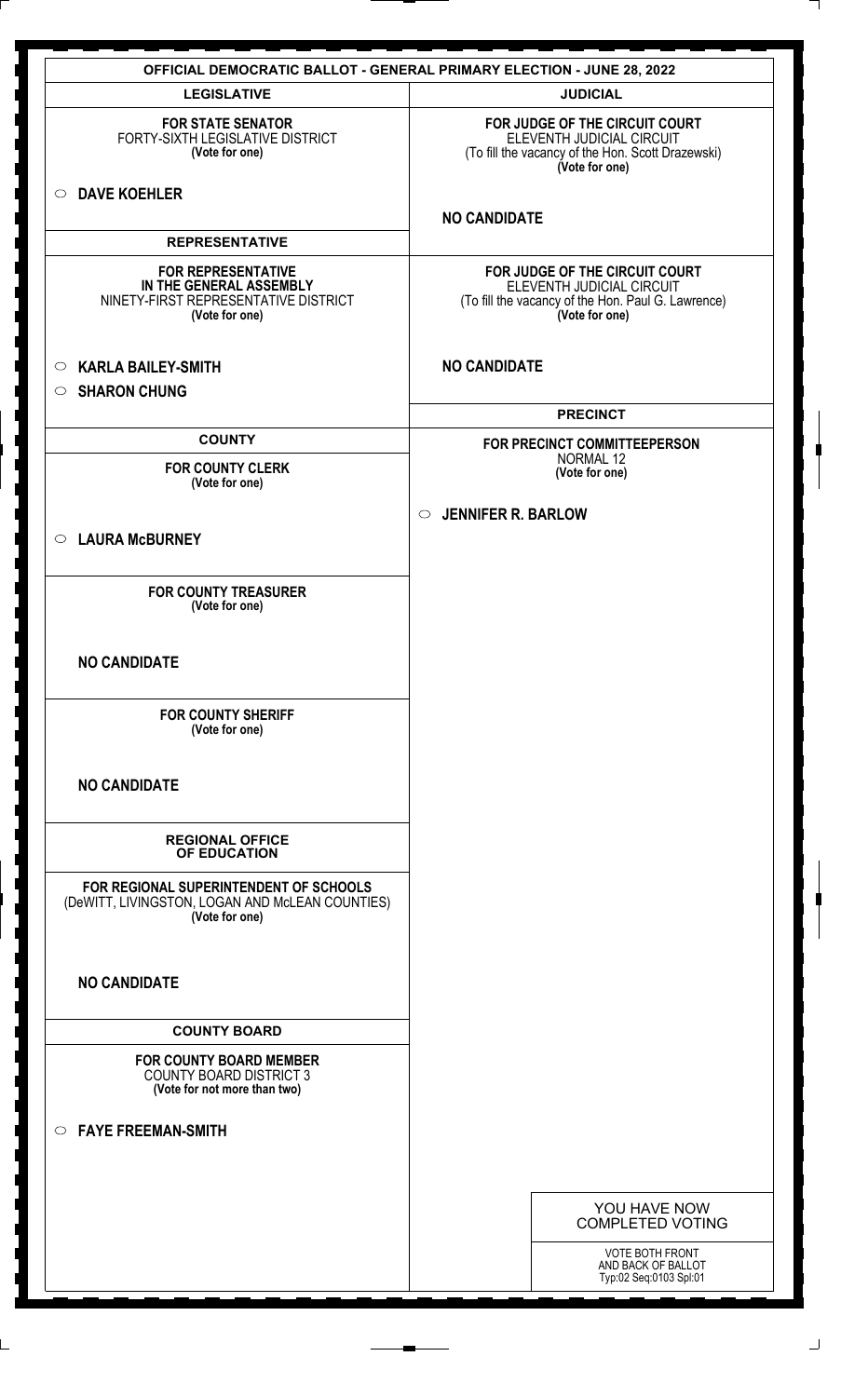# OFFICIAL DEMOCRATIC BALLOT - GENERAL PRIMARY ELECTION - JUNE 28, 2022

## LEGISLATIVE

**FOR STATE SENATOR**
FORTY-SIXTH LEGISLATIVE DISTRICT
**(Vote for one)**

○ **DAVE KOEHLER**

## REPRESENTATIVE

**FOR REPRESENTATIVE IN THE GENERAL ASSEMBLY**
NINETY-FIRST REPRESENTATIVE DISTRICT
**(Vote for one)**

○ **KARLA BAILEY-SMITH**
○ **SHARON CHUNG**

## COUNTY

**FOR COUNTY CLERK**
**(Vote for one)**

○ **LAURA McBURNEY**

**FOR COUNTY TREASURER**
**(Vote for one)**

**NO CANDIDATE**

**FOR COUNTY SHERIFF**
**(Vote for one)**

**NO CANDIDATE**

## REGIONAL OFFICE OF EDUCATION

**FOR REGIONAL SUPERINTENDENT OF SCHOOLS**
(DeWITT, LIVINGSTON, LOGAN AND McLEAN COUNTIES)
**(Vote for one)**

**NO CANDIDATE**

## COUNTY BOARD

**FOR COUNTY BOARD MEMBER**
COUNTY BOARD DISTRICT 3
**(Vote for not more than two)**

○ **FAYE FREEMAN-SMITH**

## JUDICIAL

**FOR JUDGE OF THE CIRCUIT COURT**
ELEVENTH JUDICIAL CIRCUIT
(To fill the vacancy of the Hon. Scott Drazewski)
**(Vote for one)**

**NO CANDIDATE**

**FOR JUDGE OF THE CIRCUIT COURT**
ELEVENTH JUDICIAL CIRCUIT
(To fill the vacancy of the Hon. Paul G. Lawrence)
**(Vote for one)**

**NO CANDIDATE**

## PRECINCT

**FOR PRECINCT COMMITTEEPERSON**
NORMAL 12
**(Vote for one)**

○ **JENNIFER R. BARLOW**

YOU HAVE NOW COMPLETED VOTING

VOTE BOTH FRONT AND BACK OF BALLOT
Typ:02 Seq:0103 Spl:01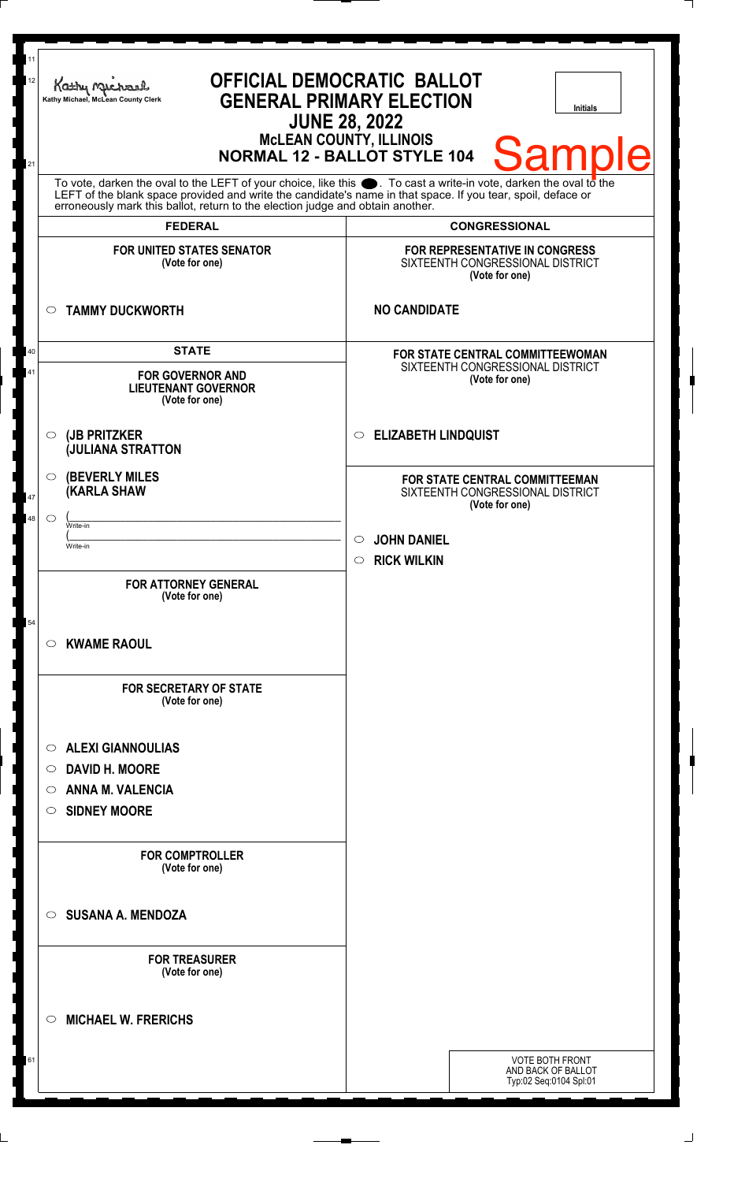Kathy Michael, McLean County Clerk

# OFFICIAL DEMOCRATIC BALLOT
## GENERAL PRIMARY ELECTION
## JUNE 28, 2022
### McLEAN COUNTY, ILLINOIS
### NORMAL 12 - BALLOT STYLE 104

Initials

**Sample**

To vote, darken the oval to the LEFT of your choice, like this ●. To cast a write-in vote, darken the oval to the LEFT of the blank space provided and write the candidate's name in that space. If you tear, spoil, deface or erroneously mark this ballot, return to the election judge and obtain another.

## FEDERAL

**FOR UNITED STATES SENATOR**
(Vote for one)

- ○ **TAMMY DUCKWORTH**

## STATE

**FOR GOVERNOR AND LIEUTENANT GOVERNOR**
(Vote for one)

- ○ **(JB PRITZKER**
  **(JULIANA STRATTON**
- ○ **(BEVERLY MILES**
  **(KARLA SHAW**
- ○ (______________________ Write-in
  (______________________ Write-in

**FOR ATTORNEY GENERAL**
(Vote for one)

- ○ **KWAME RAOUL**

**FOR SECRETARY OF STATE**
(Vote for one)

- ○ **ALEXI GIANNOULIAS**
- ○ **DAVID H. MOORE**
- ○ **ANNA M. VALENCIA**
- ○ **SIDNEY MOORE**

**FOR COMPTROLLER**
(Vote for one)

- ○ **SUSANA A. MENDOZA**

**FOR TREASURER**
(Vote for one)

- ○ **MICHAEL W. FRERICHS**

## CONGRESSIONAL

**FOR REPRESENTATIVE IN CONGRESS**
SIXTEENTH CONGRESSIONAL DISTRICT
(Vote for one)

**NO CANDIDATE**

**FOR STATE CENTRAL COMMITTEEWOMAN**
SIXTEENTH CONGRESSIONAL DISTRICT
(Vote for one)

- ○ **ELIZABETH LINDQUIST**

**FOR STATE CENTRAL COMMITTEEMAN**
SIXTEENTH CONGRESSIONAL DISTRICT
(Vote for one)

- ○ **JOHN DANIEL**
- ○ **RICK WILKIN**

VOTE BOTH FRONT AND BACK OF BALLOT
Typ:02 Seq:0104 Spl:01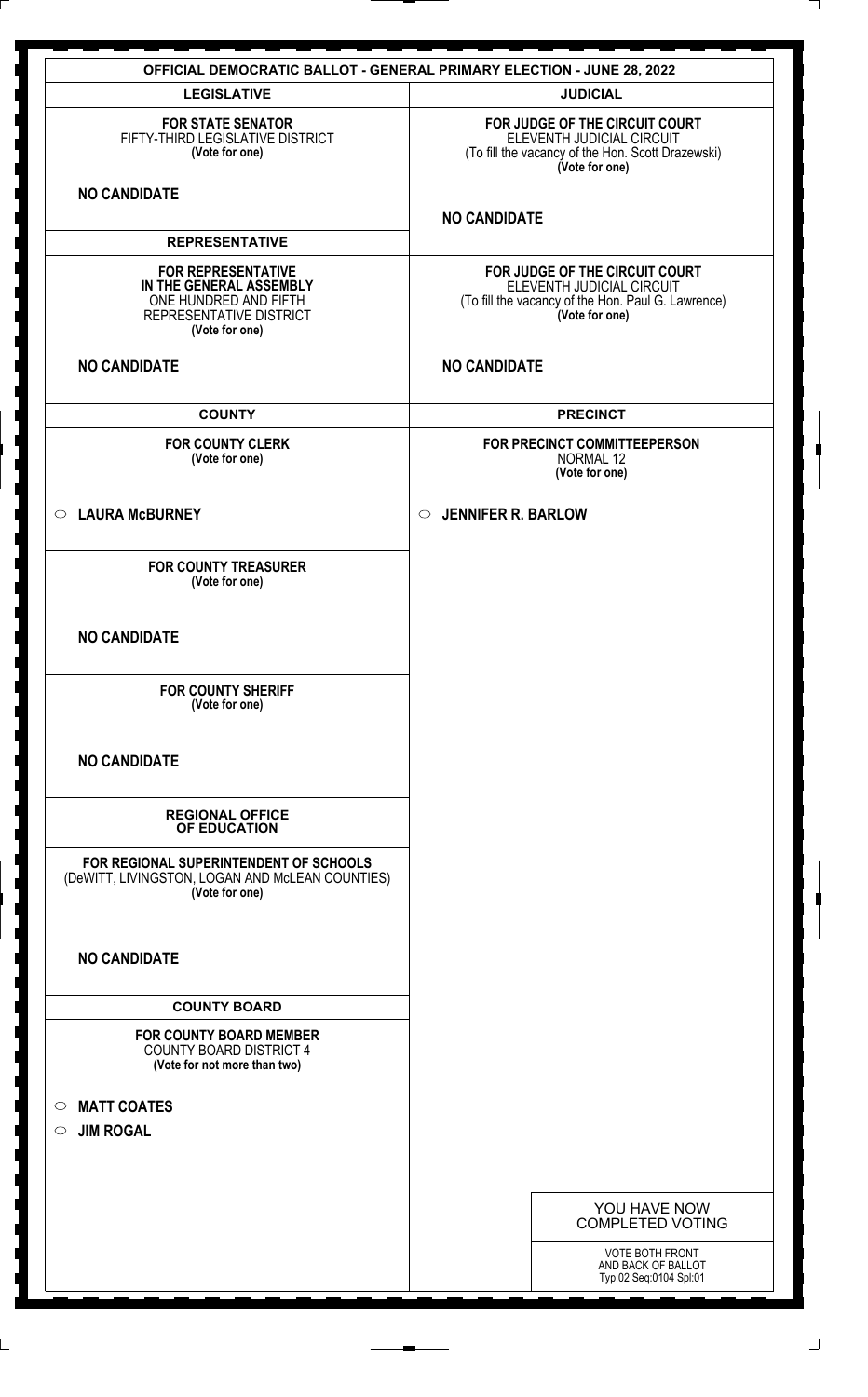# OFFICIAL DEMOCRATIC BALLOT - GENERAL PRIMARY ELECTION - JUNE 28, 2022

## LEGISLATIVE

**FOR STATE SENATOR**
FIFTY-THIRD LEGISLATIVE DISTRICT
**(Vote for one)**

**NO CANDIDATE**

## REPRESENTATIVE

**FOR REPRESENTATIVE IN THE GENERAL ASSEMBLY**
ONE HUNDRED AND FIFTH REPRESENTATIVE DISTRICT
**(Vote for one)**

**NO CANDIDATE**

## COUNTY

**FOR COUNTY CLERK**
**(Vote for one)**

○ **LAURA McBURNEY**

**FOR COUNTY TREASURER**
**(Vote for one)**

**NO CANDIDATE**

**FOR COUNTY SHERIFF**
**(Vote for one)**

**NO CANDIDATE**

## REGIONAL OFFICE OF EDUCATION

**FOR REGIONAL SUPERINTENDENT OF SCHOOLS**
(DeWITT, LIVINGSTON, LOGAN AND McLEAN COUNTIES)
**(Vote for one)**

**NO CANDIDATE**

## COUNTY BOARD

**FOR COUNTY BOARD MEMBER**
COUNTY BOARD DISTRICT 4
**(Vote for not more than two)**

○ **MATT COATES**

○ **JIM ROGAL**

## JUDICIAL

**FOR JUDGE OF THE CIRCUIT COURT**
ELEVENTH JUDICIAL CIRCUIT
(To fill the vacancy of the Hon. Scott Drazewski)
**(Vote for one)**

**NO CANDIDATE**

**FOR JUDGE OF THE CIRCUIT COURT**
ELEVENTH JUDICIAL CIRCUIT
(To fill the vacancy of the Hon. Paul G. Lawrence)
**(Vote for one)**

**NO CANDIDATE**

## PRECINCT

**FOR PRECINCT COMMITTEEPERSON**
NORMAL 12
**(Vote for one)**

○ **JENNIFER R. BARLOW**

YOU HAVE NOW COMPLETED VOTING

VOTE BOTH FRONT AND BACK OF BALLOT
Typ:02 Seq:0104 Spl:01